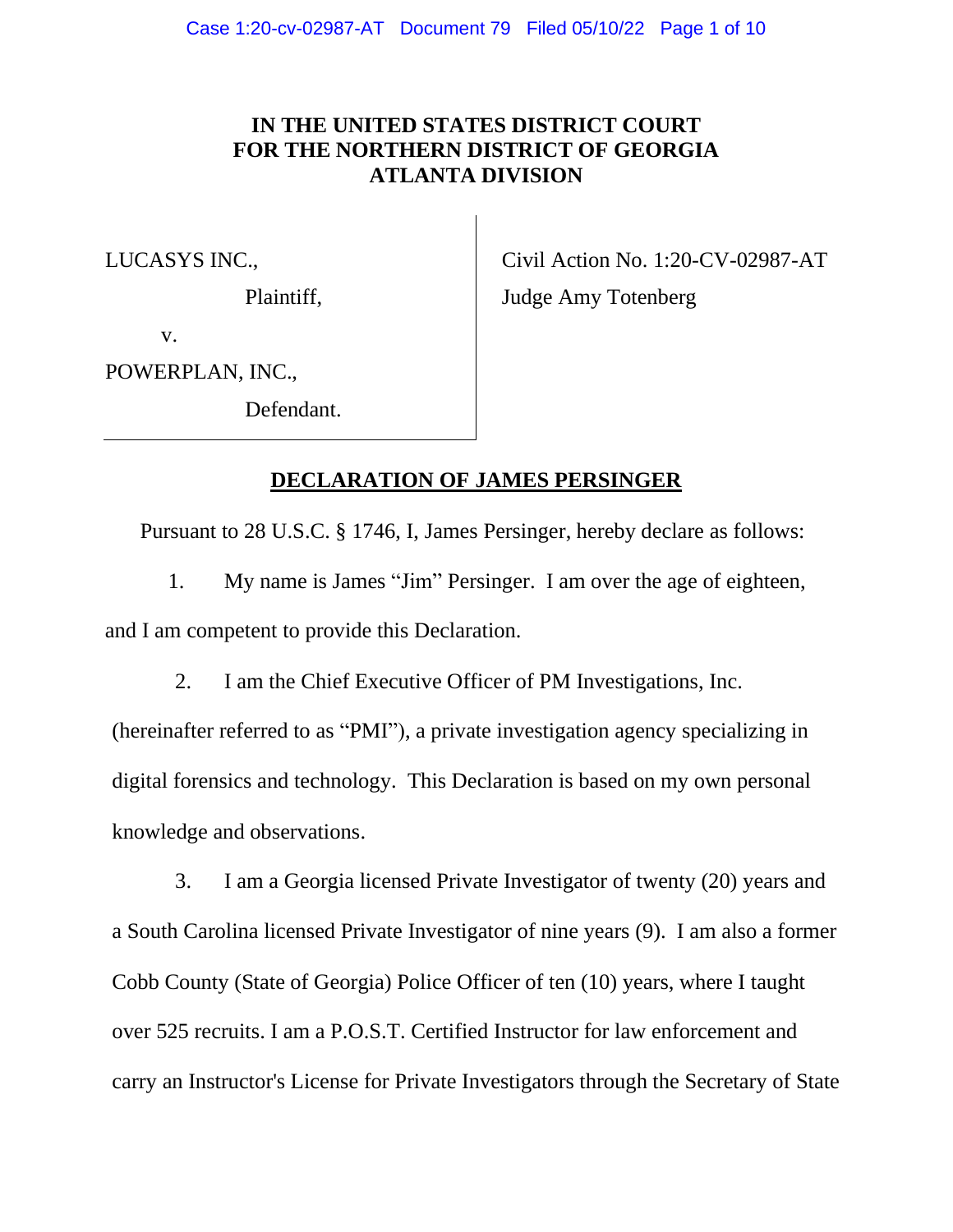**IN THE UNITED STATES DISTRICT COURT**
**FOR THE NORTHERN DISTRICT OF GEORGIA**
**ATLANTA DIVISION**

| | |
|---|---|
| LUCASYS INC.,<br>Plaintiff,<br>v.<br>POWERPLAN, INC.,<br>Defendant. | Civil Action No. 1:20-CV-02987-AT<br>Judge Amy Totenberg |

**DECLARATION OF JAMES PERSINGER**

Pursuant to 28 U.S.C. § 1746, I, James Persinger, hereby declare as follows:

1. My name is James "Jim" Persinger. I am over the age of eighteen, and I am competent to provide this Declaration.

2. I am the Chief Executive Officer of PM Investigations, Inc. (hereinafter referred to as "PMI"), a private investigation agency specializing in digital forensics and technology. This Declaration is based on my own personal knowledge and observations.

3. I am a Georgia licensed Private Investigator of twenty (20) years and a South Carolina licensed Private Investigator of nine years (9). I am also a former Cobb County (State of Georgia) Police Officer of ten (10) years, where I taught over 525 recruits. I am a P.O.S.T. Certified Instructor for law enforcement and carry an Instructor's License for Private Investigators through the Secretary of State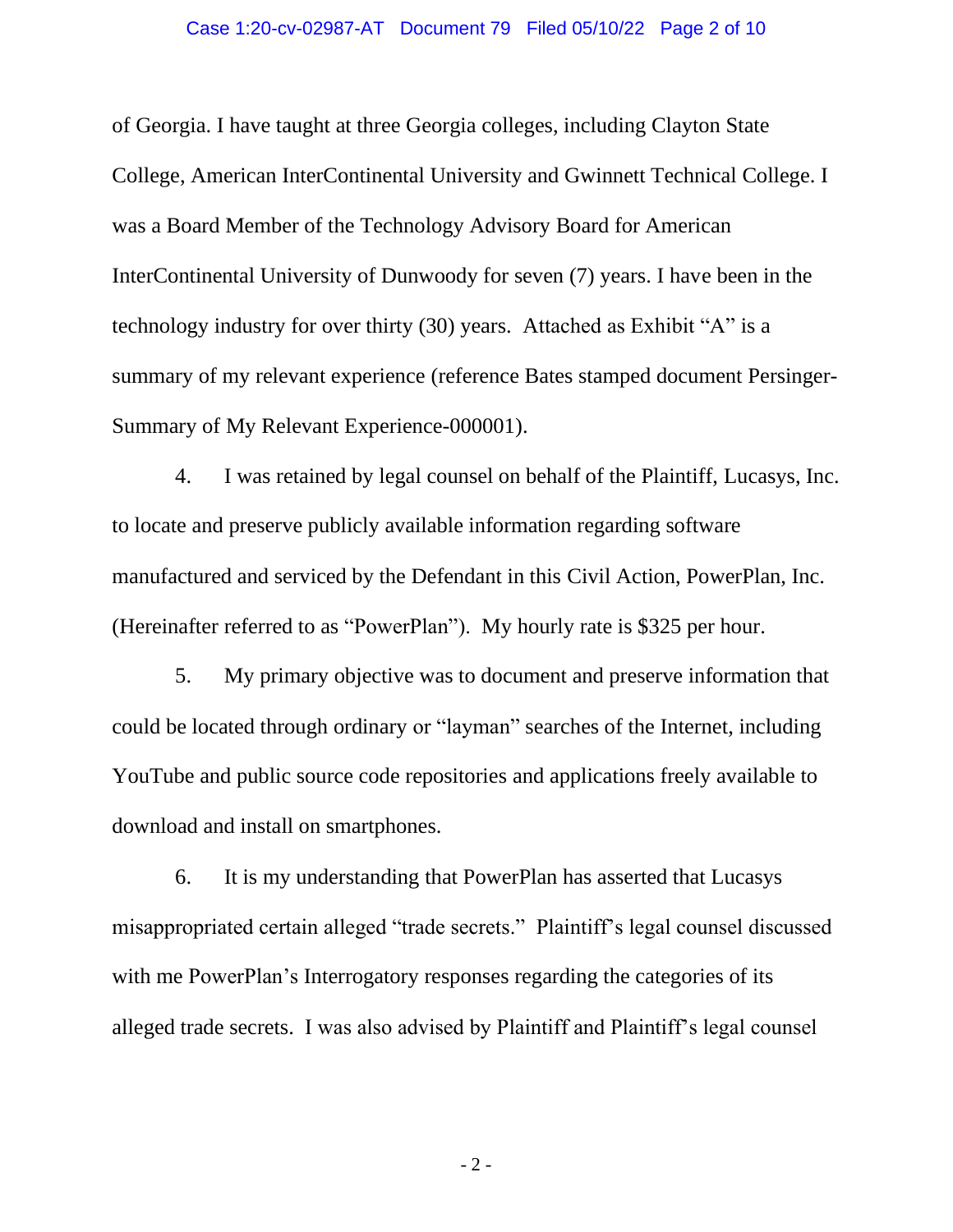of Georgia. I have taught at three Georgia colleges, including Clayton State College, American InterContinental University and Gwinnett Technical College. I was a Board Member of the Technology Advisory Board for American InterContinental University of Dunwoody for seven (7) years. I have been in the technology industry for over thirty (30) years. Attached as Exhibit "A" is a summary of my relevant experience (reference Bates stamped document Persinger-Summary of My Relevant Experience-000001).

4. I was retained by legal counsel on behalf of the Plaintiff, Lucasys, Inc. to locate and preserve publicly available information regarding software manufactured and serviced by the Defendant in this Civil Action, PowerPlan, Inc. (Hereinafter referred to as "PowerPlan"). My hourly rate is $325 per hour.

5. My primary objective was to document and preserve information that could be located through ordinary or "layman" searches of the Internet, including YouTube and public source code repositories and applications freely available to download and install on smartphones.

6. It is my understanding that PowerPlan has asserted that Lucasys misappropriated certain alleged "trade secrets." Plaintiff's legal counsel discussed with me PowerPlan's Interrogatory responses regarding the categories of its alleged trade secrets. I was also advised by Plaintiff and Plaintiff's legal counsel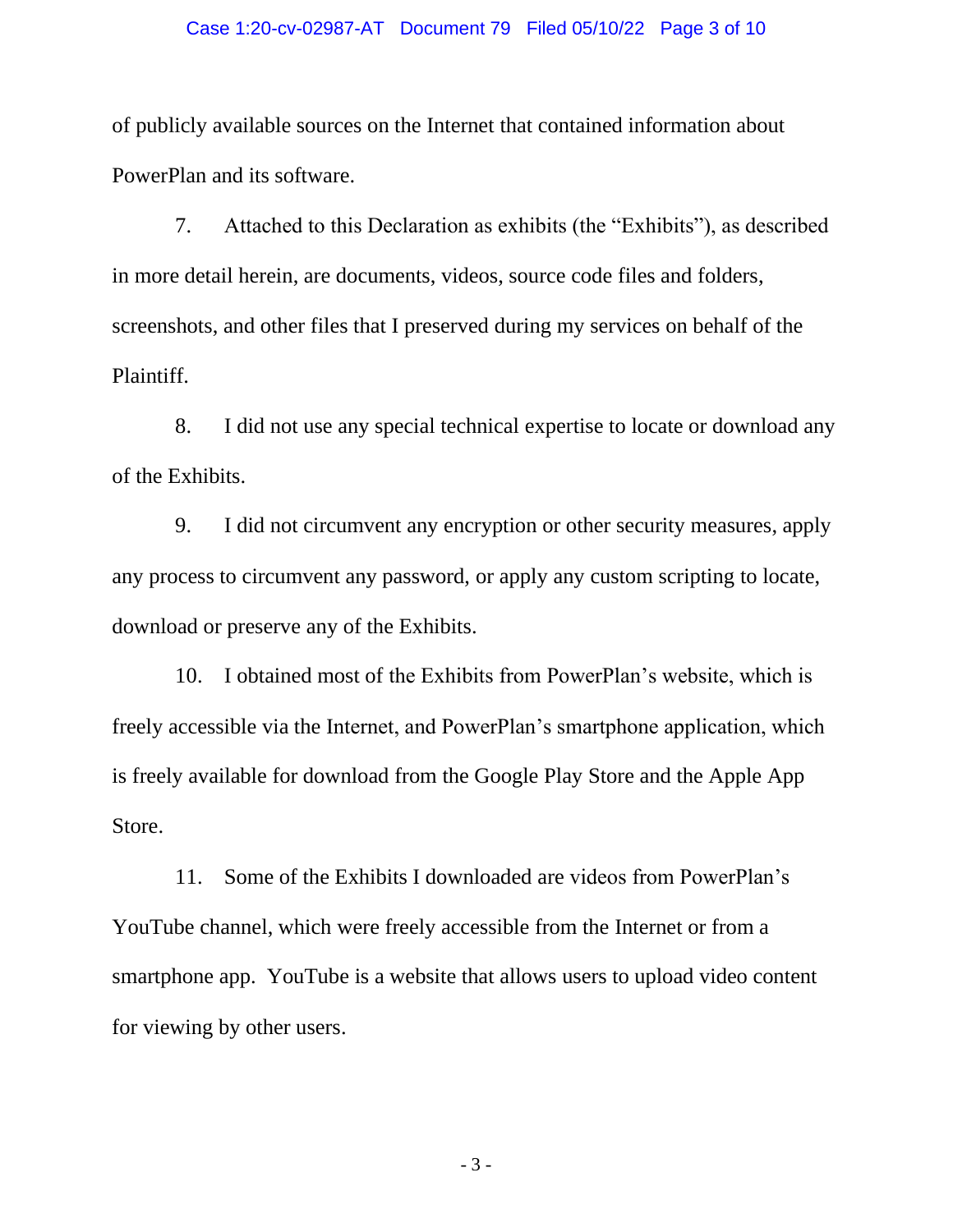of publicly available sources on the Internet that contained information about PowerPlan and its software.

7. Attached to this Declaration as exhibits (the "Exhibits"), as described in more detail herein, are documents, videos, source code files and folders, screenshots, and other files that I preserved during my services on behalf of the Plaintiff.

8. I did not use any special technical expertise to locate or download any of the Exhibits.

9. I did not circumvent any encryption or other security measures, apply any process to circumvent any password, or apply any custom scripting to locate, download or preserve any of the Exhibits.

10. I obtained most of the Exhibits from PowerPlan's website, which is freely accessible via the Internet, and PowerPlan's smartphone application, which is freely available for download from the Google Play Store and the Apple App Store.

11. Some of the Exhibits I downloaded are videos from PowerPlan's YouTube channel, which were freely accessible from the Internet or from a smartphone app. YouTube is a website that allows users to upload video content for viewing by other users.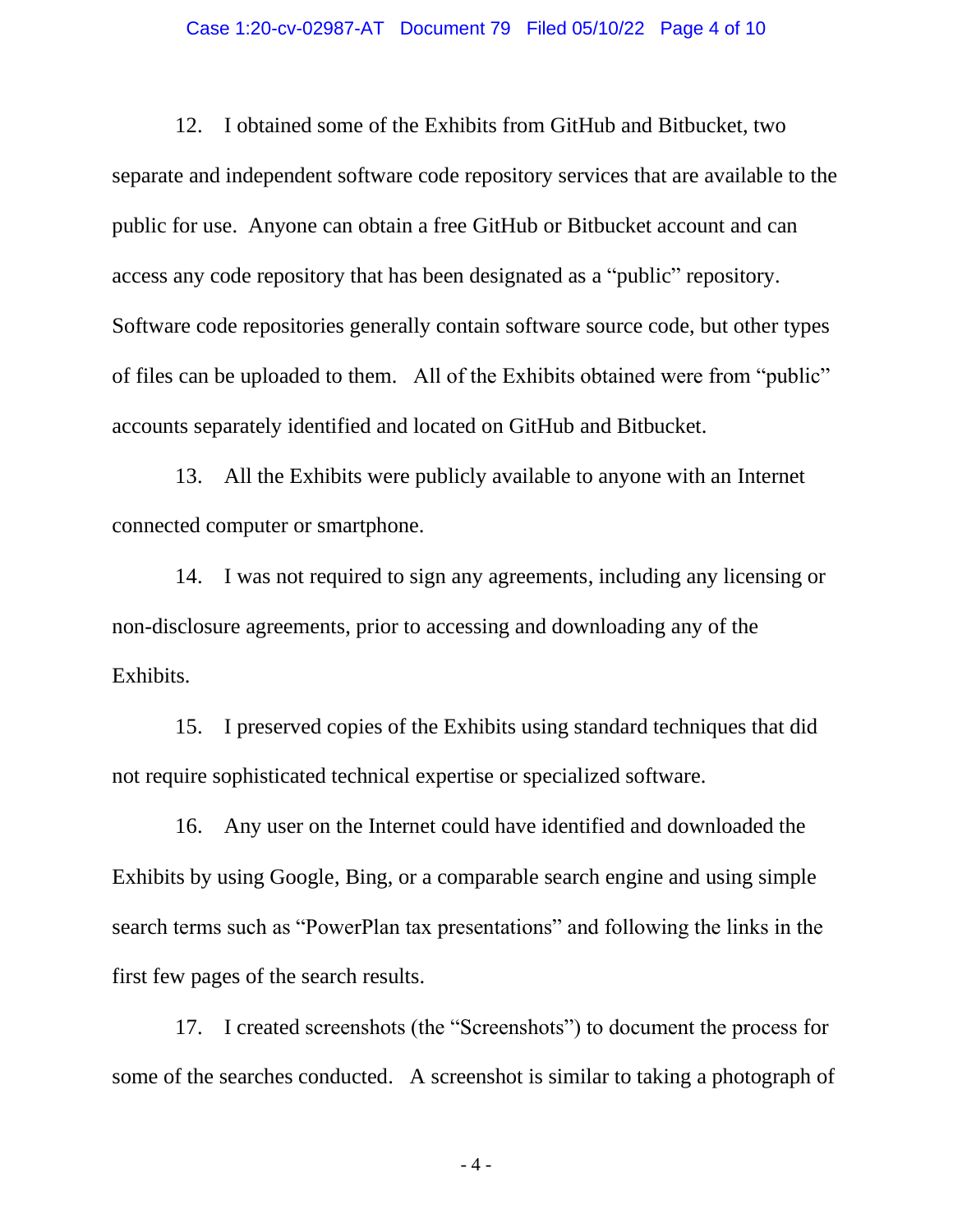12. I obtained some of the Exhibits from GitHub and Bitbucket, two separate and independent software code repository services that are available to the public for use. Anyone can obtain a free GitHub or Bitbucket account and can access any code repository that has been designated as a "public" repository. Software code repositories generally contain software source code, but other types of files can be uploaded to them. All of the Exhibits obtained were from "public" accounts separately identified and located on GitHub and Bitbucket.

13. All the Exhibits were publicly available to anyone with an Internet connected computer or smartphone.

14. I was not required to sign any agreements, including any licensing or non-disclosure agreements, prior to accessing and downloading any of the Exhibits.

15. I preserved copies of the Exhibits using standard techniques that did not require sophisticated technical expertise or specialized software.

16. Any user on the Internet could have identified and downloaded the Exhibits by using Google, Bing, or a comparable search engine and using simple search terms such as "PowerPlan tax presentations" and following the links in the first few pages of the search results.

17. I created screenshots (the "Screenshots") to document the process for some of the searches conducted. A screenshot is similar to taking a photograph of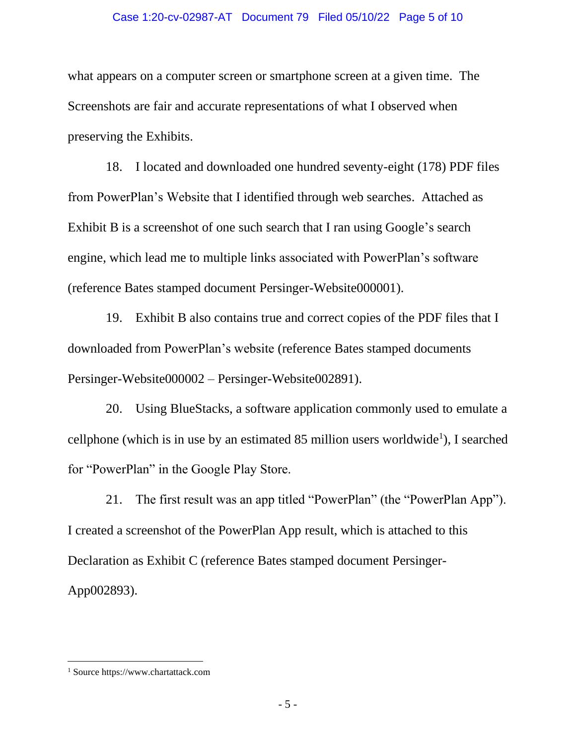what appears on a computer screen or smartphone screen at a given time. The Screenshots are fair and accurate representations of what I observed when preserving the Exhibits.

18. I located and downloaded one hundred seventy-eight (178) PDF files from PowerPlan's Website that I identified through web searches. Attached as Exhibit B is a screenshot of one such search that I ran using Google's search engine, which lead me to multiple links associated with PowerPlan's software (reference Bates stamped document Persinger-Website000001).

19. Exhibit B also contains true and correct copies of the PDF files that I downloaded from PowerPlan's website (reference Bates stamped documents Persinger-Website000002 – Persinger-Website002891).

20. Using BlueStacks, a software application commonly used to emulate a cellphone (which is in use by an estimated 85 million users worldwide[1]), I searched for "PowerPlan" in the Google Play Store.

21. The first result was an app titled "PowerPlan" (the "PowerPlan App"). I created a screenshot of the PowerPlan App result, which is attached to this Declaration as Exhibit C (reference Bates stamped document Persinger-App002893).

---

[1] Source https://www.chartattack.com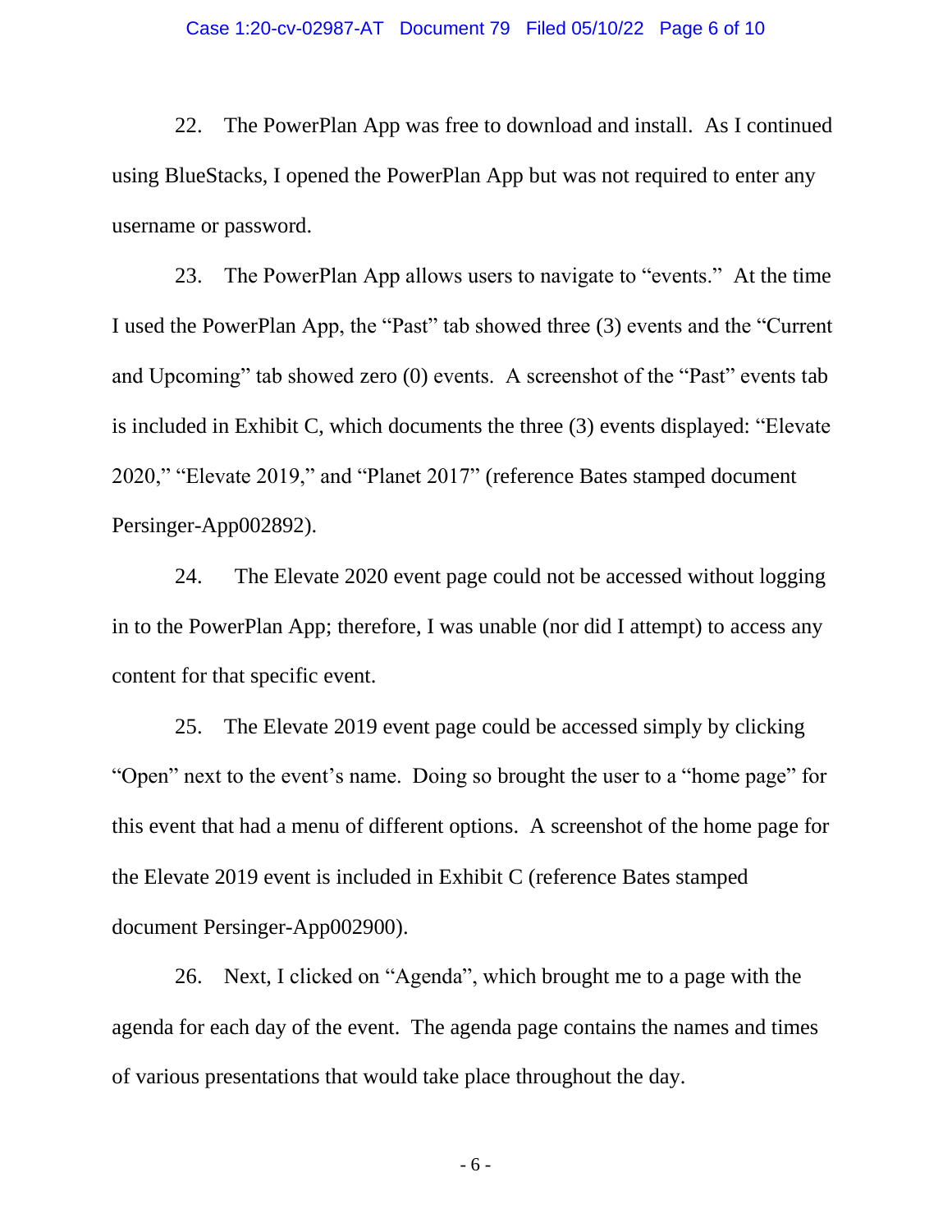22. The PowerPlan App was free to download and install. As I continued using BlueStacks, I opened the PowerPlan App but was not required to enter any username or password.

23. The PowerPlan App allows users to navigate to "events." At the time I used the PowerPlan App, the "Past" tab showed three (3) events and the "Current and Upcoming" tab showed zero (0) events. A screenshot of the "Past" events tab is included in Exhibit C, which documents the three (3) events displayed: "Elevate 2020," "Elevate 2019," and "Planet 2017" (reference Bates stamped document Persinger-App002892).

24. The Elevate 2020 event page could not be accessed without logging in to the PowerPlan App; therefore, I was unable (nor did I attempt) to access any content for that specific event.

25. The Elevate 2019 event page could be accessed simply by clicking "Open" next to the event's name. Doing so brought the user to a "home page" for this event that had a menu of different options. A screenshot of the home page for the Elevate 2019 event is included in Exhibit C (reference Bates stamped document Persinger-App002900).

26. Next, I clicked on "Agenda", which brought me to a page with the agenda for each day of the event. The agenda page contains the names and times of various presentations that would take place throughout the day.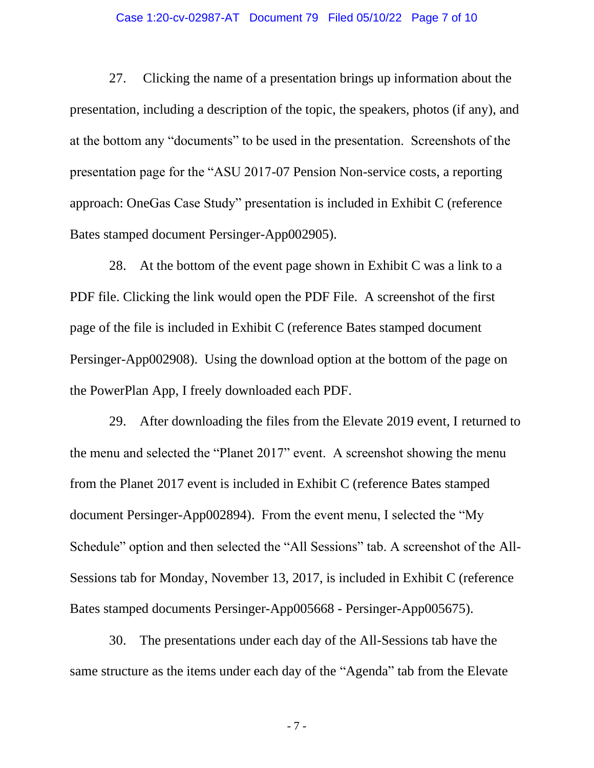27. Clicking the name of a presentation brings up information about the presentation, including a description of the topic, the speakers, photos (if any), and at the bottom any "documents" to be used in the presentation. Screenshots of the presentation page for the "ASU 2017-07 Pension Non-service costs, a reporting approach: OneGas Case Study" presentation is included in Exhibit C (reference Bates stamped document Persinger-App002905).

28. At the bottom of the event page shown in Exhibit C was a link to a PDF file. Clicking the link would open the PDF File. A screenshot of the first page of the file is included in Exhibit C (reference Bates stamped document Persinger-App002908). Using the download option at the bottom of the page on the PowerPlan App, I freely downloaded each PDF.

29. After downloading the files from the Elevate 2019 event, I returned to the menu and selected the "Planet 2017" event. A screenshot showing the menu from the Planet 2017 event is included in Exhibit C (reference Bates stamped document Persinger-App002894). From the event menu, I selected the "My Schedule" option and then selected the "All Sessions" tab. A screenshot of the All-Sessions tab for Monday, November 13, 2017, is included in Exhibit C (reference Bates stamped documents Persinger-App005668 - Persinger-App005675).

30. The presentations under each day of the All-Sessions tab have the same structure as the items under each day of the "Agenda" tab from the Elevate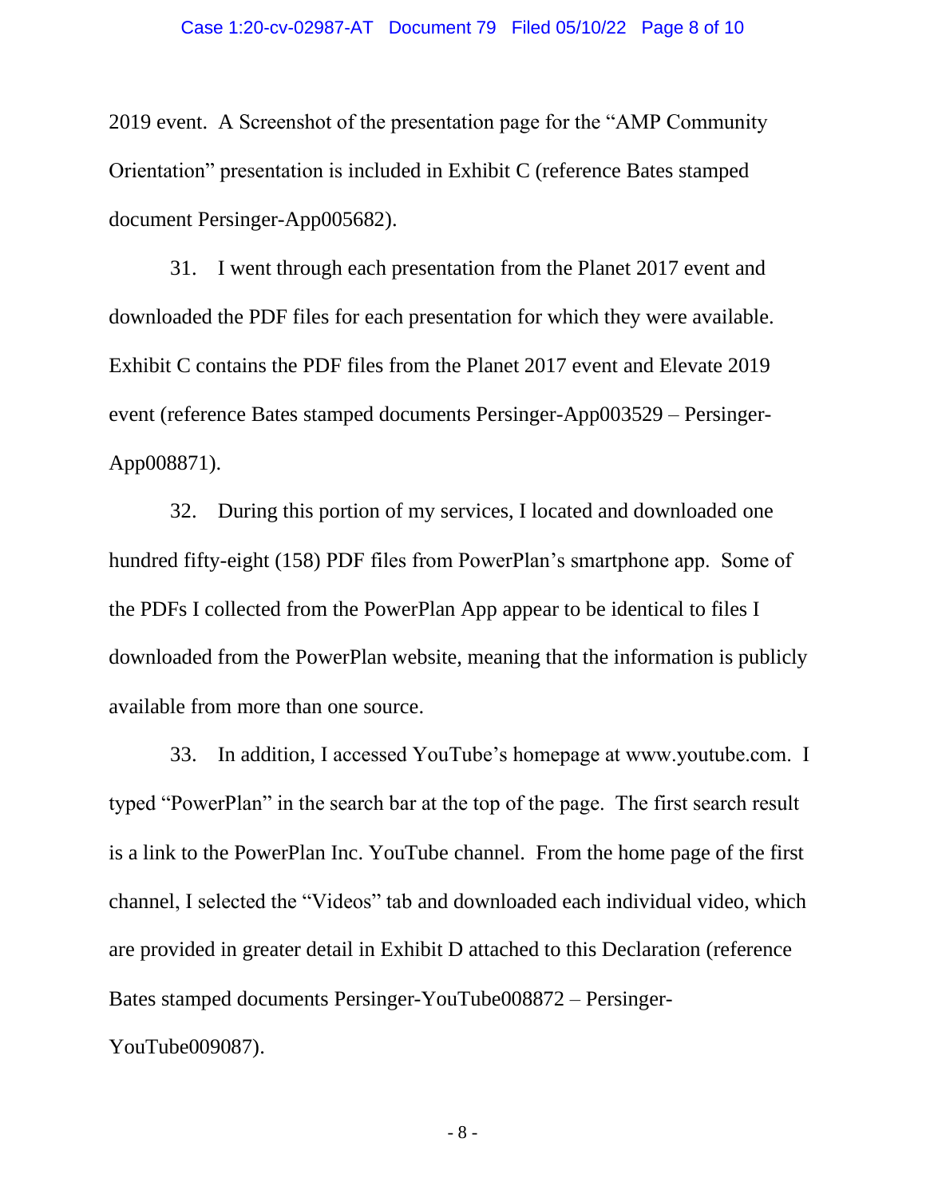2019 event. A Screenshot of the presentation page for the "AMP Community Orientation" presentation is included in Exhibit C (reference Bates stamped document Persinger-App005682).

31. I went through each presentation from the Planet 2017 event and downloaded the PDF files for each presentation for which they were available. Exhibit C contains the PDF files from the Planet 2017 event and Elevate 2019 event (reference Bates stamped documents Persinger-App003529 – Persinger-App008871).

32. During this portion of my services, I located and downloaded one hundred fifty-eight (158) PDF files from PowerPlan's smartphone app. Some of the PDFs I collected from the PowerPlan App appear to be identical to files I downloaded from the PowerPlan website, meaning that the information is publicly available from more than one source.

33. In addition, I accessed YouTube's homepage at www.youtube.com. I typed "PowerPlan" in the search bar at the top of the page. The first search result is a link to the PowerPlan Inc. YouTube channel. From the home page of the first channel, I selected the "Videos" tab and downloaded each individual video, which are provided in greater detail in Exhibit D attached to this Declaration (reference Bates stamped documents Persinger-YouTube008872 – Persinger-YouTube009087).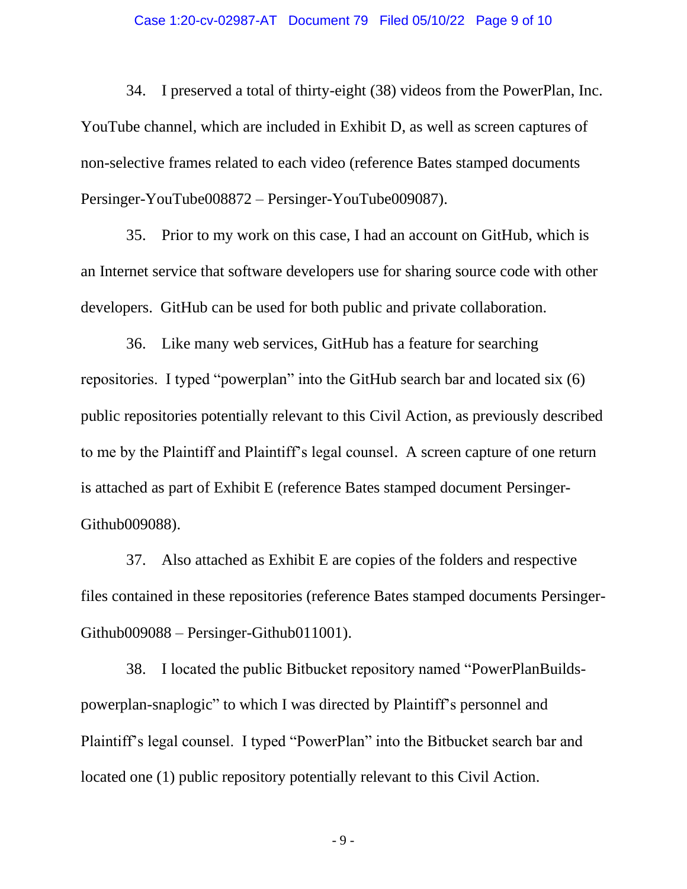34. I preserved a total of thirty-eight (38) videos from the PowerPlan, Inc. YouTube channel, which are included in Exhibit D, as well as screen captures of non-selective frames related to each video (reference Bates stamped documents Persinger-YouTube008872 – Persinger-YouTube009087).

35. Prior to my work on this case, I had an account on GitHub, which is an Internet service that software developers use for sharing source code with other developers. GitHub can be used for both public and private collaboration.

36. Like many web services, GitHub has a feature for searching repositories. I typed "powerplan" into the GitHub search bar and located six (6) public repositories potentially relevant to this Civil Action, as previously described to me by the Plaintiff and Plaintiff's legal counsel. A screen capture of one return is attached as part of Exhibit E (reference Bates stamped document Persinger-Github009088).

37. Also attached as Exhibit E are copies of the folders and respective files contained in these repositories (reference Bates stamped documents Persinger-Github009088 – Persinger-Github011001).

38. I located the public Bitbucket repository named "PowerPlanBuilds-powerplan-snaplogic" to which I was directed by Plaintiff's personnel and Plaintiff's legal counsel. I typed "PowerPlan" into the Bitbucket search bar and located one (1) public repository potentially relevant to this Civil Action.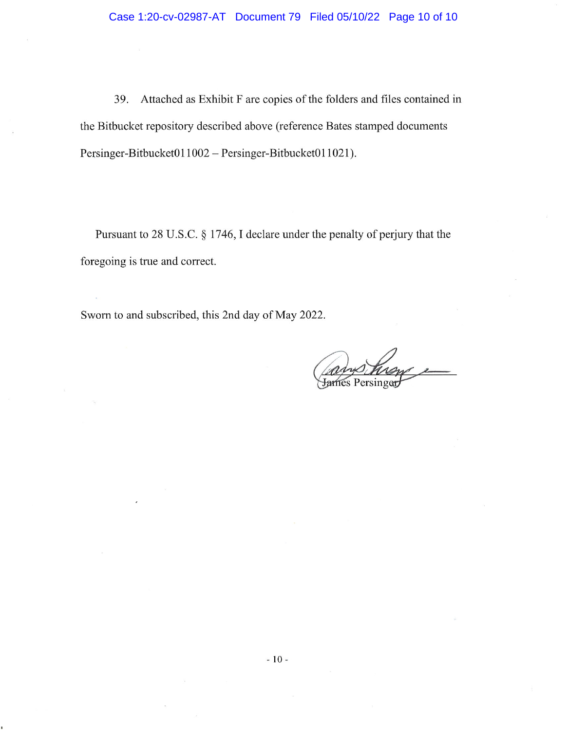39. Attached as Exhibit F are copies of the folders and files contained in the Bitbucket repository described above (reference Bates stamped documents Persinger-Bitbucket011002 – Persinger-Bitbucket011021).

Pursuant to 28 U.S.C. § 1746, I declare under the penalty of perjury that the foregoing is true and correct.

Sworn to and subscribed, this 2nd day of May 2022.

James Persinger